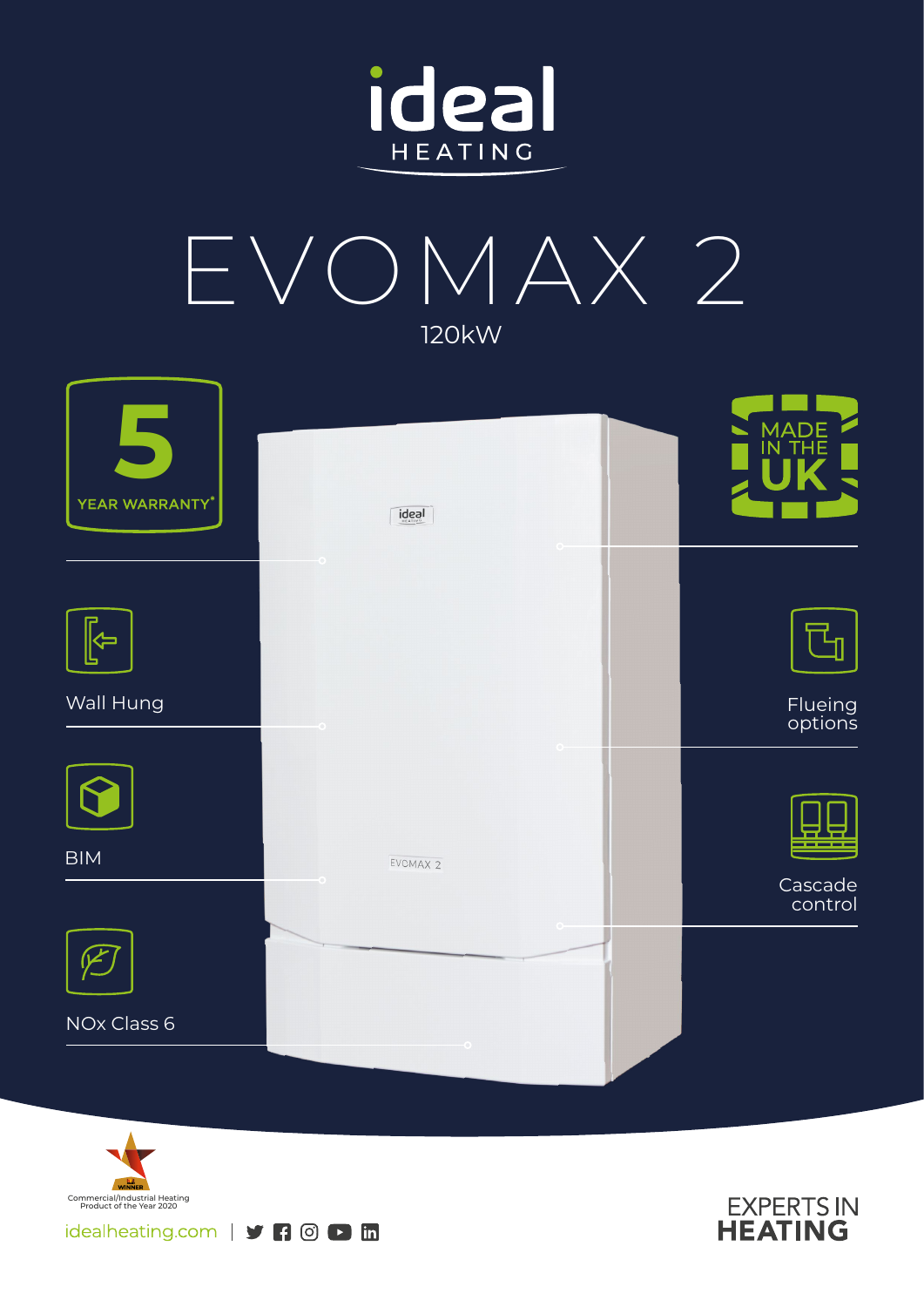ideal HEATING

# EVOMAX 2

120kW

5 YEAR WARRANTY*

MADE IN THE UK

Wall Hung

Flueing options

BIM

Cascade control

NOx Class 6

WINNER
Commercial/Industrial Heating Product of the Year 2020

idealheating.com

EXPERTS IN HEATING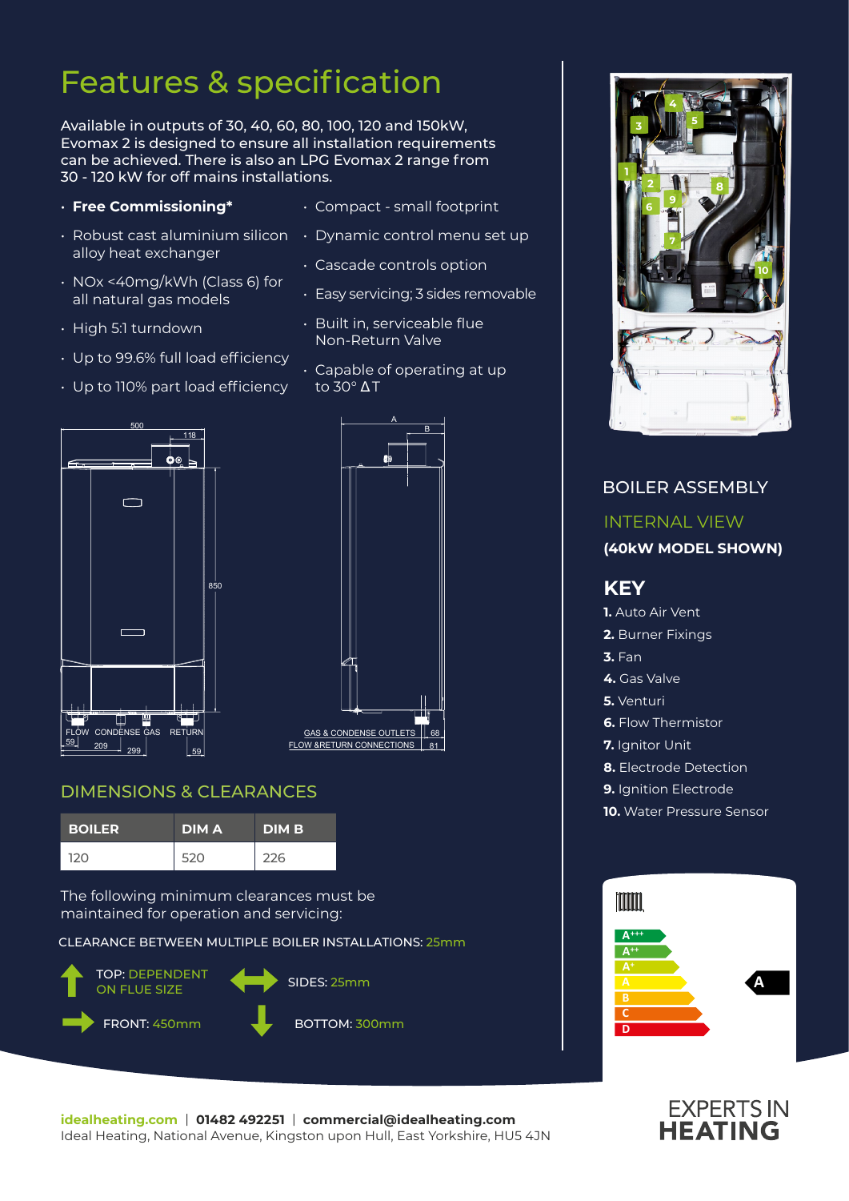# Features & specification

Available in outputs of 30, 40, 60, 80, 100, 120 and 150kW, Evomax 2 is designed to ensure all installation requirements can be achieved. There is also an LPG Evomax 2 range from 30 - 120 kW for off mains installations.

- **Free Commissioning***
- Robust cast aluminium silicon alloy heat exchanger
- NOx <40mg/kWh (Class 6) for all natural gas models
- High 5:1 turndown
- Up to 99.6% full load efficiency
- Up to 110% part load efficiency
- Compact - small footprint
- Dynamic control menu set up
- Cascade controls option
- Easy servicing; 3 sides removable
- Built in, serviceable flue Non-Return Valve
- Capable of operating at up to 30° ΔT

500 | 118 | 850 | FLOW | CONDENSE | GAS | RETURN | 59 | 209 | 299 | 59

A | B | GAS & CONDENSE OUTLETS | 68 | FLOW & RETURN CONNECTIONS | 81

## DIMENSIONS & CLEARANCES

| BOILER | DIM A | DIM B |
|---|---|---|
| 120 | 520 | 226 |

The following minimum clearances must be maintained for operation and servicing:

CLEARANCE BETWEEN MULTIPLE BOILER INSTALLATIONS: 25mm

TOP: DEPENDENT ON FLUE SIZE

SIDES: 25mm

FRONT: 450mm

BOTTOM: 300mm

## BOILER ASSEMBLY

### INTERNAL VIEW

**(40kW MODEL SHOWN)**

## KEY

**1.** Auto Air Vent
**2.** Burner Fixings
**3.** Fan
**4.** Gas Valve
**5.** Venturi
**6.** Flow Thermistor
**7.** Ignitor Unit
**8.** Electrode Detection
**9.** Ignition Electrode
**10.** Water Pressure Sensor

A+++ | A++ | A+ | A | B | C | D — **A**

**idealheating.com** | **01482 492251** | **commercial@idealheating.com**
Ideal Heating, National Avenue, Kingston upon Hull, East Yorkshire, HU5 4JN

EXPERTS IN **HEATING**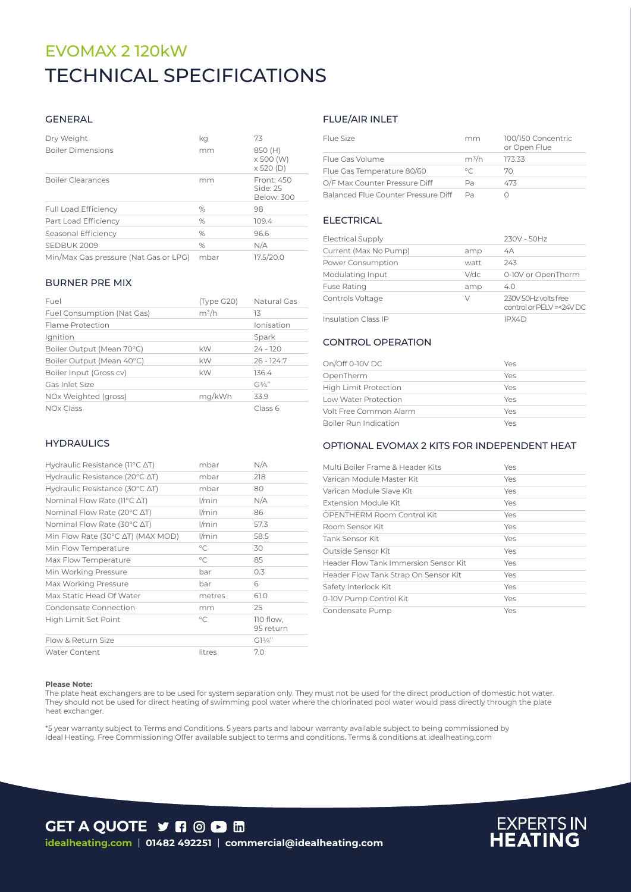# EVOMAX 2 120kW
# TECHNICAL SPECIFICATIONS

## GENERAL

| | | |
|---|---|---|
| Dry Weight | kg | 73 |
| Boiler Dimensions | mm | 850 (H) x 500 (W) x 520 (D) |
| Boiler Clearances | mm | Front: 450 Side: 25 Below: 300 |
| Full Load Efficiency | % | 98 |
| Part Load Efficiency | % | 109.4 |
| Seasonal Efficiency | % | 96.6 |
| SEDBUK 2009 | % | N/A |
| Min/Max Gas pressure (Nat Gas or LPG) | mbar | 17.5/20.0 |

## BURNER PRE MIX

| | | |
|---|---|---|
| Fuel | (Type G20) | Natural Gas |
| Fuel Consumption (Nat Gas) | m³/h | 13 |
| Flame Protection | | Ionisation |
| Ignition | | Spark |
| Boiler Output (Mean 70°C) | kW | 24 - 120 |
| Boiler Output (Mean 40°C) | kW | 26 - 124.7 |
| Boiler Input (Gross cv) | kW | 136.4 |
| Gas Inlet Size | | G¾" |
| NOx Weighted (gross) | mg/kWh | 33.9 |
| NOx Class | | Class 6 |

## HYDRAULICS

| | | |
|---|---|---|
| Hydraulic Resistance (11°C ΔT) | mbar | N/A |
| Hydraulic Resistance (20°C ΔT) | mbar | 218 |
| Hydraulic Resistance (30°C ΔT) | mbar | 80 |
| Nominal Flow Rate (11°C ΔT) | l/min | N/A |
| Nominal Flow Rate (20°C ΔT) | l/min | 86 |
| Nominal Flow Rate (30°C ΔT) | l/min | 57.3 |
| Min Flow Rate (30°C ΔT) (MAX MOD) | l/min | 58.5 |
| Min Flow Temperature | °C | 30 |
| Max Flow Temperature | °C | 85 |
| Min Working Pressure | bar | 0.3 |
| Max Working Pressure | bar | 6 |
| Max Static Head Of Water | metres | 61.0 |
| Condensate Connection | mm | 25 |
| High Limit Set Point | °C | 110 flow, 95 return |
| Flow & Return Size | | G1¼" |
| Water Content | litres | 7.0 |

## FLUE/AIR INLET

| | | |
|---|---|---|
| Flue Size | mm | 100/150 Concentric or Open Flue |
| Flue Gas Volume | m³/h | 173.33 |
| Flue Gas Temperature 80/60 | °C | 70 |
| O/F Max Counter Pressure Diff | Pa | 473 |
| Balanced Flue Counter Pressure Diff | Pa | 0 |

## ELECTRICAL

| | | |
|---|---|---|
| Electrical Supply | | 230V - 50Hz |
| Current (Max No Pump) | amp | 4A |
| Power Consumption | watt | 243 |
| Modulating Input | V/dc | 0-10V or OpenTherm |
| Fuse Rating | amp | 4.0 |
| Controls Voltage | V | 230V 50Hz volts free control or PELV =<24V DC |
| Insulation Class IP | | IPX4D |

## CONTROL OPERATION

| | |
|---|---|
| On/Off 0-10V DC | Yes |
| OpenTherm | Yes |
| High Limit Protection | Yes |
| Low Water Protection | Yes |
| Volt Free Common Alarm | Yes |
| Boiler Run Indication | Yes |

## OPTIONAL EVOMAX 2 KITS FOR INDEPENDENT HEAT

| | |
|---|---|
| Multi Boiler Frame & Header Kits | Yes |
| Varican Module Master Kit | Yes |
| Varican Module Slave Kit | Yes |
| Extension Module Kit | Yes |
| OPENTHERM Room Control Kit | Yes |
| Room Sensor Kit | Yes |
| Tank Sensor Kit | Yes |
| Outside Sensor Kit | Yes |
| Header Flow Tank Immersion Sensor Kit | Yes |
| Header Flow Tank Strap On Sensor Kit | Yes |
| Safety Interlock Kit | Yes |
| 0-10V Pump Control Kit | Yes |
| Condensate Pump | Yes |

**Please Note:**
The plate heat exchangers are to be used for system separation only. They must not be used for the direct production of domestic hot water. They should not be used for direct heating of swimming pool water where the chlorinated pool water would pass directly through the plate heat exchanger.

*5 year warranty subject to Terms and Conditions. 5 years parts and labour warranty available subject to being commissioned by Ideal Heating. Free Commissioning Offer available subject to terms and conditions. Terms & conditions at idealheating.com

**GET A QUOTE**

**idealheating.com** | **01482 492251** | **commercial@idealheating.com**

EXPERTS IN **HEATING**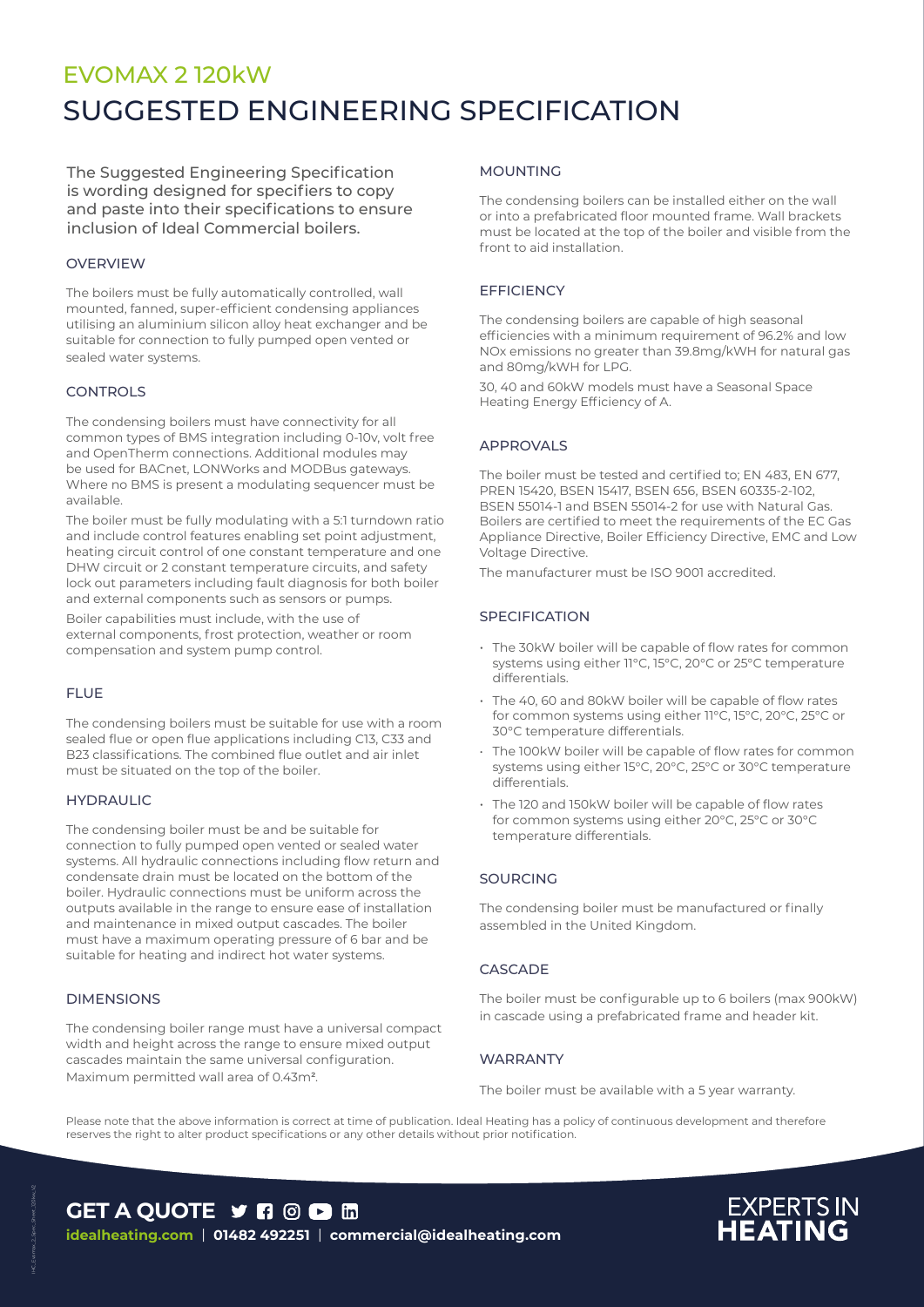# EVOMAX 2 120kW

# SUGGESTED ENGINEERING SPECIFICATION

The Suggested Engineering Specification is wording designed for specifiers to copy and paste into their specifications to ensure inclusion of Ideal Commercial boilers.

## OVERVIEW

The boilers must be fully automatically controlled, wall mounted, fanned, super-efficient condensing appliances utilising an aluminium silicon alloy heat exchanger and be suitable for connection to fully pumped open vented or sealed water systems.

## CONTROLS

The condensing boilers must have connectivity for all common types of BMS integration including 0-10v, volt free and OpenTherm connections. Additional modules may be used for BACnet, LONWorks and MODBus gateways. Where no BMS is present a modulating sequencer must be available.

The boiler must be fully modulating with a 5:1 turndown ratio and include control features enabling set point adjustment, heating circuit control of one constant temperature and one DHW circuit or 2 constant temperature circuits, and safety lock out parameters including fault diagnosis for both boiler and external components such as sensors or pumps.

Boiler capabilities must include, with the use of external components, frost protection, weather or room compensation and system pump control.

## FLUE

The condensing boilers must be suitable for use with a room sealed flue or open flue applications including C13, C33 and B23 classifications. The combined flue outlet and air inlet must be situated on the top of the boiler.

## HYDRAULIC

The condensing boiler must be and be suitable for connection to fully pumped open vented or sealed water systems. All hydraulic connections including flow return and condensate drain must be located on the bottom of the boiler. Hydraulic connections must be uniform across the outputs available in the range to ensure ease of installation and maintenance in mixed output cascades. The boiler must have a maximum operating pressure of 6 bar and be suitable for heating and indirect hot water systems.

## DIMENSIONS

The condensing boiler range must have a universal compact width and height across the range to ensure mixed output cascades maintain the same universal configuration. Maximum permitted wall area of 0.43m².

## MOUNTING

The condensing boilers can be installed either on the wall or into a prefabricated floor mounted frame. Wall brackets must be located at the top of the boiler and visible from the front to aid installation.

## EFFICIENCY

The condensing boilers are capable of high seasonal efficiencies with a minimum requirement of 96.2% and low NOx emissions no greater than 39.8mg/kWH for natural gas and 80mg/kWH for LPG.

30, 40 and 60kW models must have a Seasonal Space Heating Energy Efficiency of A.

## APPROVALS

The boiler must be tested and certified to; EN 483, EN 677, PREN 15420, BSEN 15417, BSEN 656, BSEN 60335-2-102, BSEN 55014-1 and BSEN 55014-2 for use with Natural Gas. Boilers are certified to meet the requirements of the EC Gas Appliance Directive, Boiler Efficiency Directive, EMC and Low Voltage Directive.

The manufacturer must be ISO 9001 accredited.

## SPECIFICATION

- The 30kW boiler will be capable of flow rates for common systems using either 11°C, 15°C, 20°C or 25°C temperature differentials.
- The 40, 60 and 80kW boiler will be capable of flow rates for common systems using either 11°C, 15°C, 20°C, 25°C or 30°C temperature differentials.
- The 100kW boiler will be capable of flow rates for common systems using either 15°C, 20°C, 25°C or 30°C temperature differentials.
- The 120 and 150kW boiler will be capable of flow rates for common systems using either 20°C, 25°C or 30°C temperature differentials.

## SOURCING

The condensing boiler must be manufactured or finally assembled in the United Kingdom.

## CASCADE

The boiler must be configurable up to 6 boilers (max 900kW) in cascade using a prefabricated frame and header kit.

## WARRANTY

The boiler must be available with a 5 year warranty.

Please note that the above information is correct at time of publication. Ideal Heating has a policy of continuous development and therefore reserves the right to alter product specifications or any other details without prior notification.

**GET A QUOTE**

**idealheating.com** | **01482 492251** | **commercial@idealheating.com**

EXPERTS IN **HEATING**